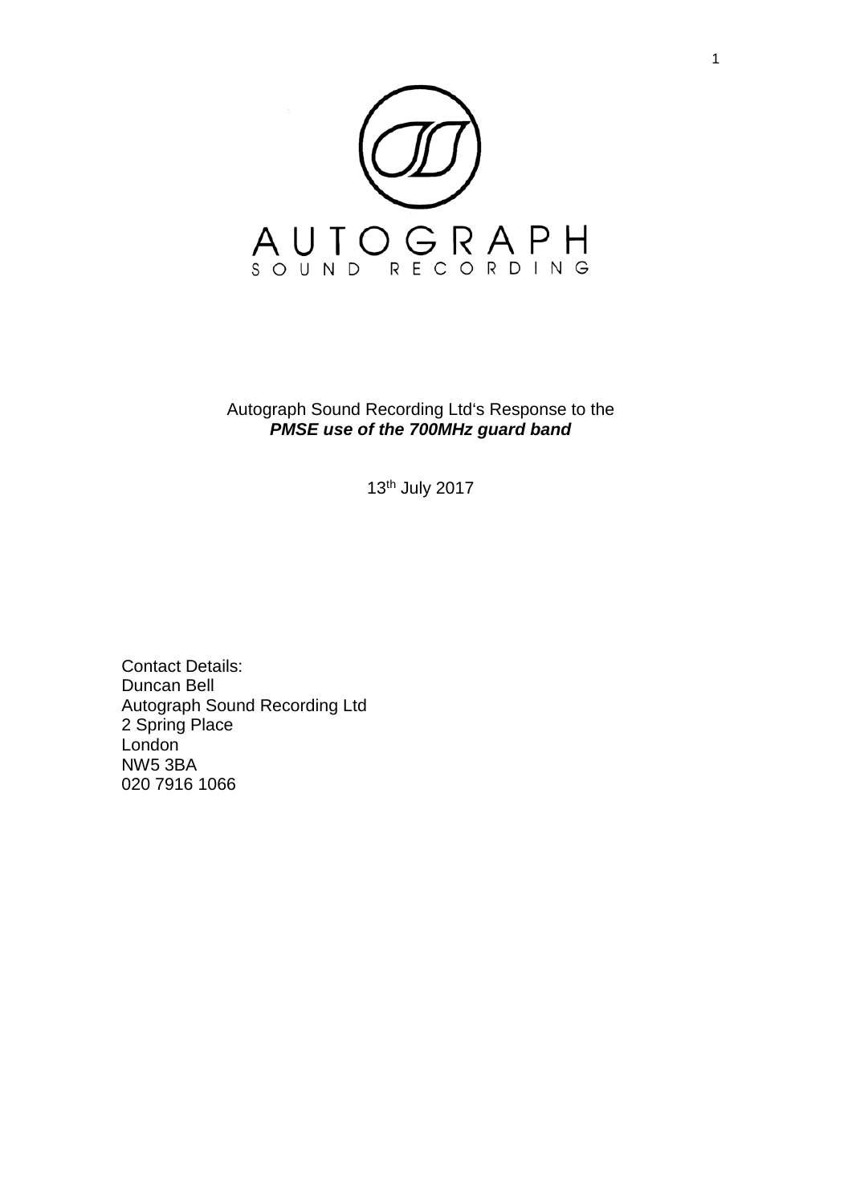AUTOGRAPH

SOUND RECORDING

Autograph Sound Recording Ltd's Response to the
***PMSE use of the 700MHz guard band***

13th July 2017

Contact Details:
Duncan Bell
Autograph Sound Recording Ltd
2 Spring Place
London
NW5 3BA
020 7916 1066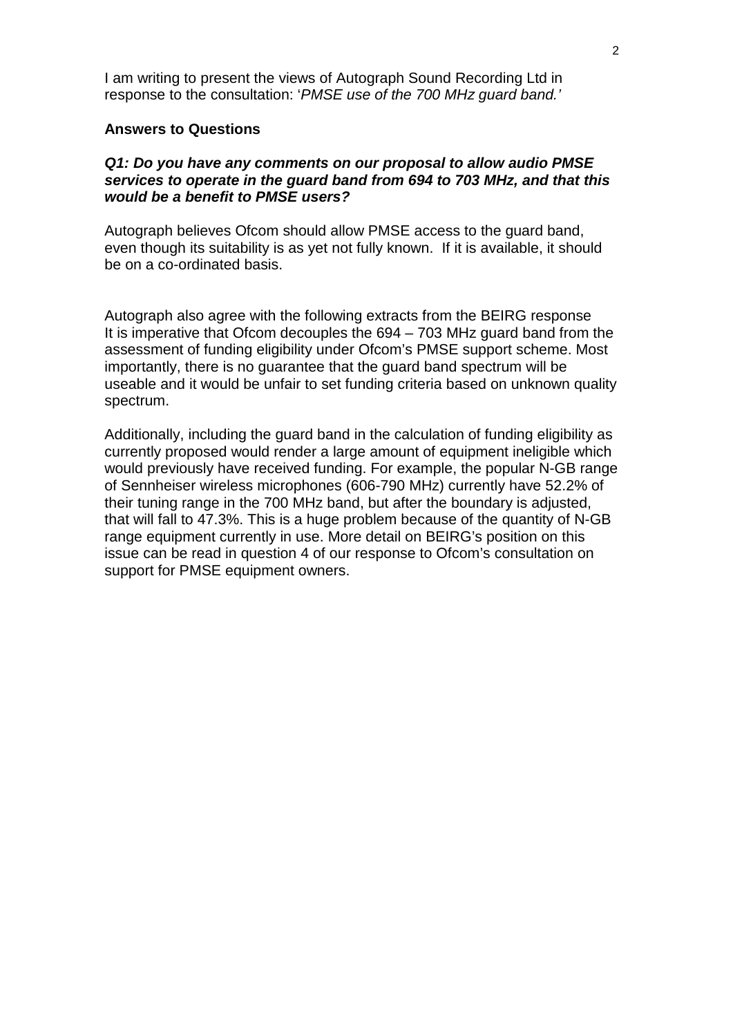I am writing to present the views of Autograph Sound Recording Ltd in response to the consultation: '*PMSE use of the 700 MHz guard band.'*

**Answers to Questions**

***Q1: Do you have any comments on our proposal to allow audio PMSE services to operate in the guard band from 694 to 703 MHz, and that this would be a benefit to PMSE users?***

Autograph believes Ofcom should allow PMSE access to the guard band, even though its suitability is as yet not fully known. If it is available, it should be on a co-ordinated basis.

Autograph also agree with the following extracts from the BEIRG response
It is imperative that Ofcom decouples the 694 – 703 MHz guard band from the assessment of funding eligibility under Ofcom's PMSE support scheme. Most importantly, there is no guarantee that the guard band spectrum will be useable and it would be unfair to set funding criteria based on unknown quality spectrum.

Additionally, including the guard band in the calculation of funding eligibility as currently proposed would render a large amount of equipment ineligible which would previously have received funding. For example, the popular N-GB range of Sennheiser wireless microphones (606-790 MHz) currently have 52.2% of their tuning range in the 700 MHz band, but after the boundary is adjusted, that will fall to 47.3%. This is a huge problem because of the quantity of N-GB range equipment currently in use. More detail on BEIRG's position on this issue can be read in question 4 of our response to Ofcom's consultation on support for PMSE equipment owners.